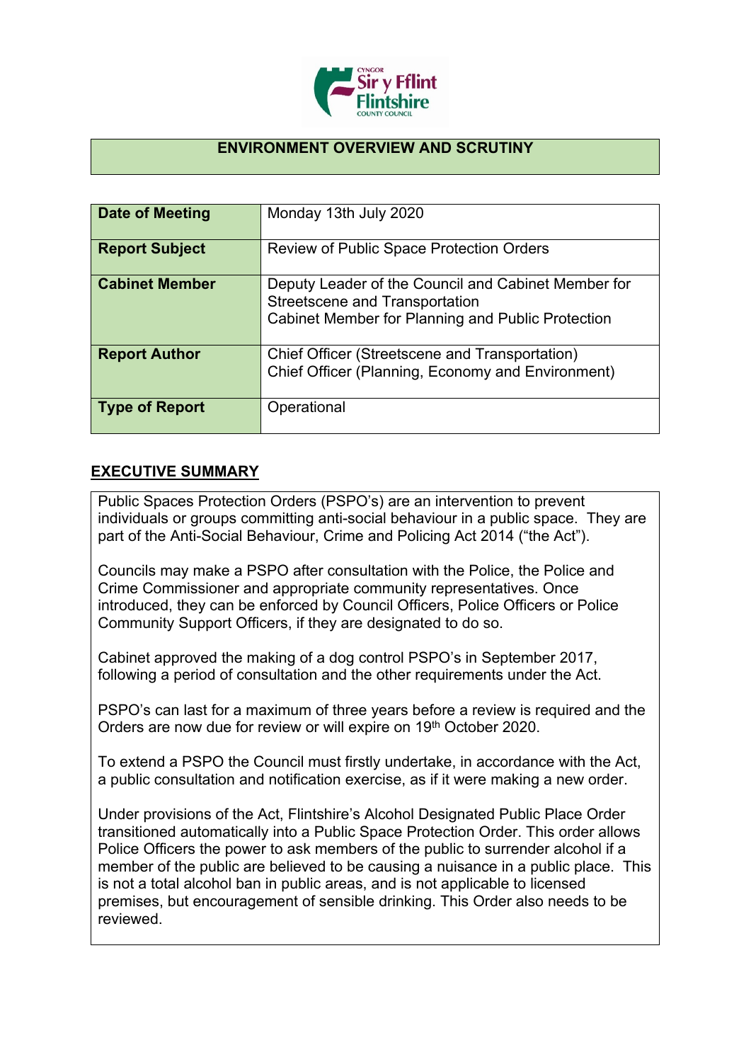## ENVIRONMENT OVERVIEW AND SCRUTINY

| | |
|---|---|
| **Date of Meeting** | Monday 13th July 2020 |
| **Report Subject** | Review of Public Space Protection Orders |
| **Cabinet Member** | Deputy Leader of the Council and Cabinet Member for Streetscene and Transportation<br>Cabinet Member for Planning and Public Protection |
| **Report Author** | Chief Officer (Streetscene and Transportation)<br>Chief Officer (Planning, Economy and Environment) |
| **Type of Report** | Operational |

## EXECUTIVE SUMMARY

Public Spaces Protection Orders (PSPO's) are an intervention to prevent individuals or groups committing anti-social behaviour in a public space. They are part of the Anti-Social Behaviour, Crime and Policing Act 2014 ("the Act").

Councils may make a PSPO after consultation with the Police, the Police and Crime Commissioner and appropriate community representatives. Once introduced, they can be enforced by Council Officers, Police Officers or Police Community Support Officers, if they are designated to do so.

Cabinet approved the making of a dog control PSPO's in September 2017, following a period of consultation and the other requirements under the Act.

PSPO's can last for a maximum of three years before a review is required and the Orders are now due for review or will expire on 19th October 2020.

To extend a PSPO the Council must firstly undertake, in accordance with the Act, a public consultation and notification exercise, as if it were making a new order.

Under provisions of the Act, Flintshire's Alcohol Designated Public Place Order transitioned automatically into a Public Space Protection Order. This order allows Police Officers the power to ask members of the public to surrender alcohol if a member of the public are believed to be causing a nuisance in a public place. This is not a total alcohol ban in public areas, and is not applicable to licensed premises, but encouragement of sensible drinking. This Order also needs to be reviewed.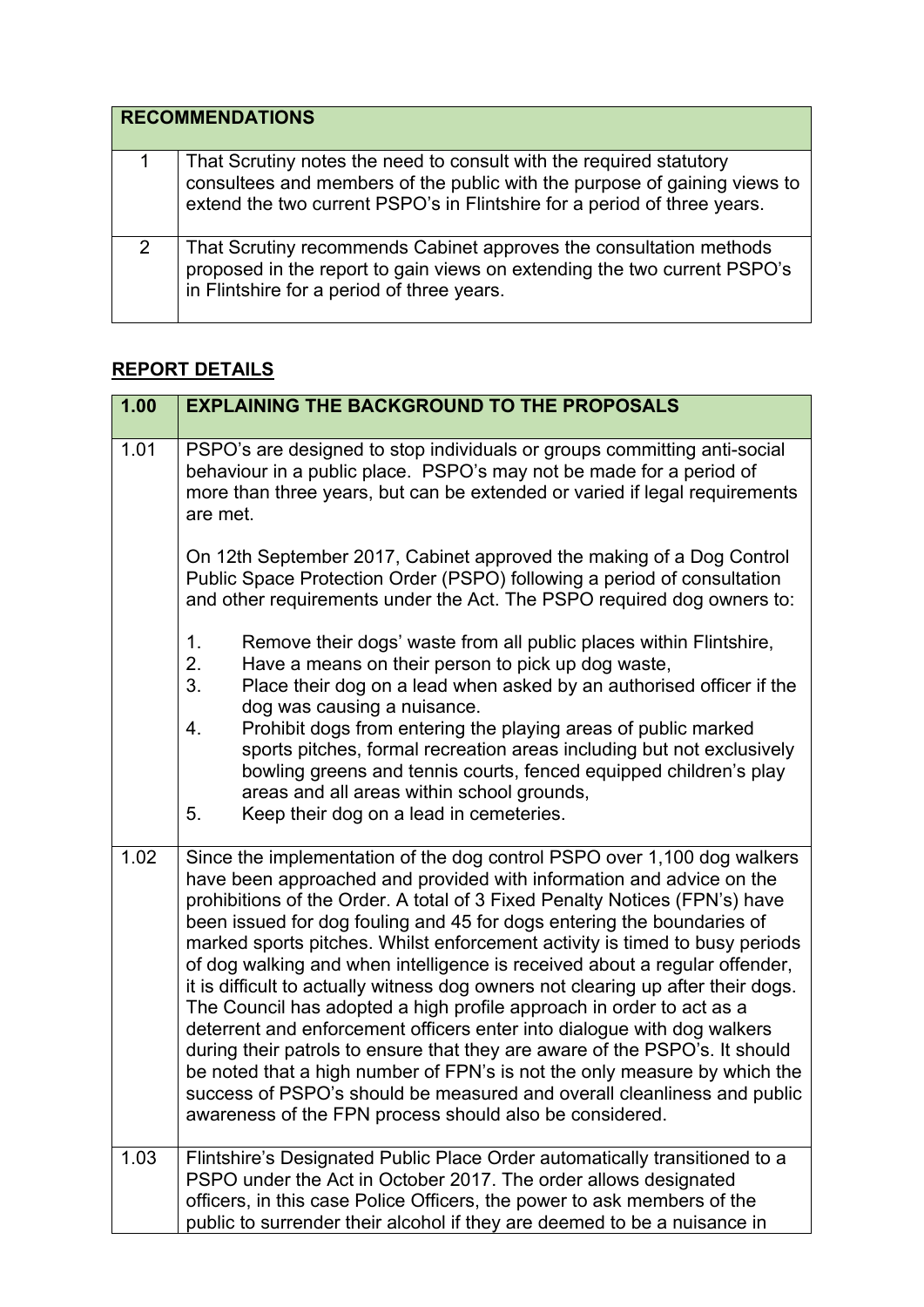| RECOMMENDATIONS | |
|---|---|
| 1 | That Scrutiny notes the need to consult with the required statutory consultees and members of the public with the purpose of gaining views to extend the two current PSPO's in Flintshire for a period of three years. |
| 2 | That Scrutiny recommends Cabinet approves the consultation methods proposed in the report to gain views on extending the two current PSPO's in Flintshire for a period of three years. |

## REPORT DETAILS

| 1.00 | EXPLAINING THE BACKGROUND TO THE PROPOSALS |
|---|---|
| 1.01 | PSPO's are designed to stop individuals or groups committing anti-social behaviour in a public place. PSPO's may not be made for a period of more than three years, but can be extended or varied if legal requirements are met.<br><br>On 12th September 2017, Cabinet approved the making of a Dog Control Public Space Protection Order (PSPO) following a period of consultation and other requirements under the Act. The PSPO required dog owners to:<br><br>1. Remove their dogs' waste from all public places within Flintshire,<br>2. Have a means on their person to pick up dog waste,<br>3. Place their dog on a lead when asked by an authorised officer if the dog was causing a nuisance.<br>4. Prohibit dogs from entering the playing areas of public marked sports pitches, formal recreation areas including but not exclusively bowling greens and tennis courts, fenced equipped children's play areas and all areas within school grounds,<br>5. Keep their dog on a lead in cemeteries. |
| 1.02 | Since the implementation of the dog control PSPO over 1,100 dog walkers have been approached and provided with information and advice on the prohibitions of the Order. A total of 3 Fixed Penalty Notices (FPN's) have been issued for dog fouling and 45 for dogs entering the boundaries of marked sports pitches. Whilst enforcement activity is timed to busy periods of dog walking and when intelligence is received about a regular offender, it is difficult to actually witness dog owners not clearing up after their dogs. The Council has adopted a high profile approach in order to act as a deterrent and enforcement officers enter into dialogue with dog walkers during their patrols to ensure that they are aware of the PSPO's. It should be noted that a high number of FPN's is not the only measure by which the success of PSPO's should be measured and overall cleanliness and public awareness of the FPN process should also be considered. |
| 1.03 | Flintshire's Designated Public Place Order automatically transitioned to a PSPO under the Act in October 2017. The order allows designated officers, in this case Police Officers, the power to ask members of the public to surrender their alcohol if they are deemed to be a nuisance in |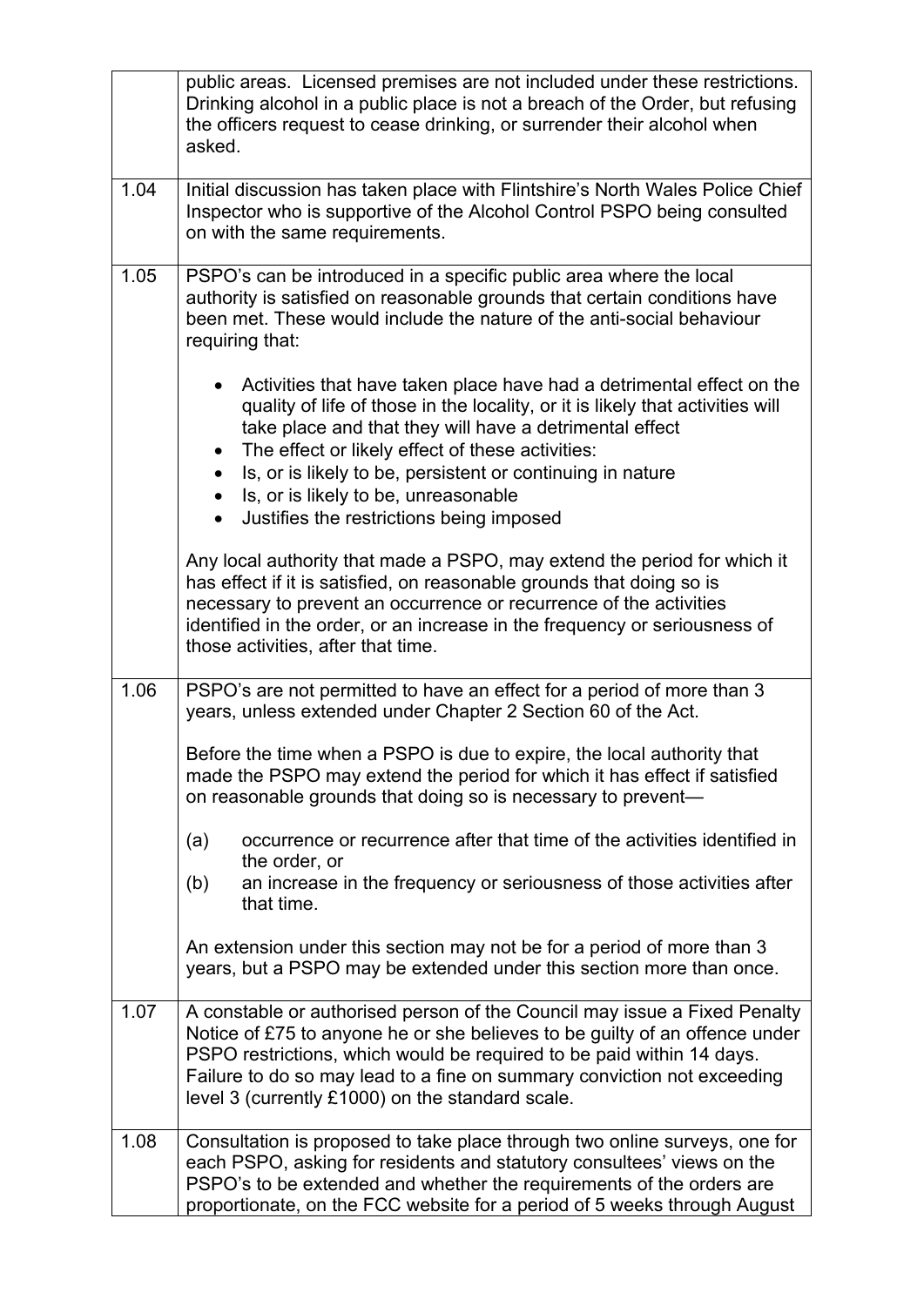| | |
|---|---|
| | public areas. Licensed premises are not included under these restrictions. Drinking alcohol in a public place is not a breach of the Order, but refusing the officers request to cease drinking, or surrender their alcohol when asked. |
| 1.04 | Initial discussion has taken place with Flintshire's North Wales Police Chief Inspector who is supportive of the Alcohol Control PSPO being consulted on with the same requirements. |
| 1.05 | PSPO's can be introduced in a specific public area where the local authority is satisfied on reasonable grounds that certain conditions have been met. These would include the nature of the anti-social behaviour requiring that:<br><br>• Activities that have taken place have had a detrimental effect on the quality of life of those in the locality, or it is likely that activities will take place and that they will have a detrimental effect<br>• The effect or likely effect of these activities:<br>• Is, or is likely to be, persistent or continuing in nature<br>• Is, or is likely to be, unreasonable<br>• Justifies the restrictions being imposed<br><br>Any local authority that made a PSPO, may extend the period for which it has effect if it is satisfied, on reasonable grounds that doing so is necessary to prevent an occurrence or recurrence of the activities identified in the order, or an increase in the frequency or seriousness of those activities, after that time. |
| 1.06 | PSPO's are not permitted to have an effect for a period of more than 3 years, unless extended under Chapter 2 Section 60 of the Act.<br><br>Before the time when a PSPO is due to expire, the local authority that made the PSPO may extend the period for which it has effect if satisfied on reasonable grounds that doing so is necessary to prevent—<br><br>(a) occurrence or recurrence after that time of the activities identified in the order, or<br>(b) an increase in the frequency or seriousness of those activities after that time.<br><br>An extension under this section may not be for a period of more than 3 years, but a PSPO may be extended under this section more than once. |
| 1.07 | A constable or authorised person of the Council may issue a Fixed Penalty Notice of £75 to anyone he or she believes to be guilty of an offence under PSPO restrictions, which would be required to be paid within 14 days. Failure to do so may lead to a fine on summary conviction not exceeding level 3 (currently £1000) on the standard scale. |
| 1.08 | Consultation is proposed to take place through two online surveys, one for each PSPO, asking for residents and statutory consultees' views on the PSPO's to be extended and whether the requirements of the orders are proportionate, on the FCC website for a period of 5 weeks through August |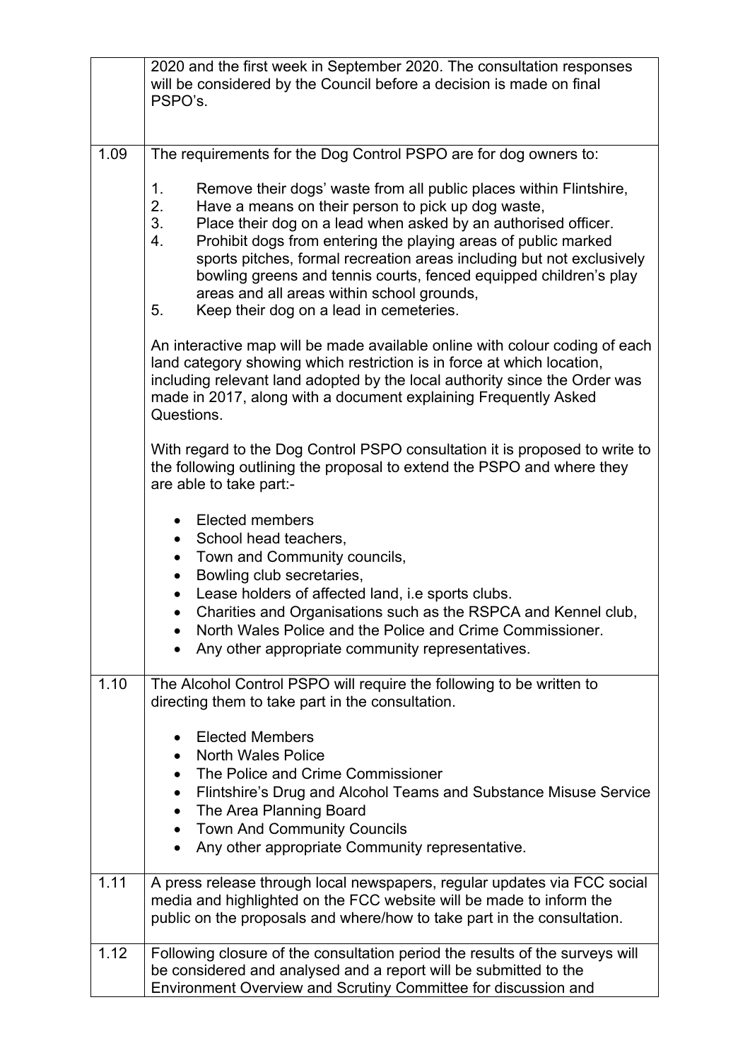| | |
|---|---|
| | 2020 and the first week in September 2020. The consultation responses will be considered by the Council before a decision is made on final PSPO's. |
| 1.09 | The requirements for the Dog Control PSPO are for dog owners to:<br><br>1. Remove their dogs' waste from all public places within Flintshire,<br>2. Have a means on their person to pick up dog waste,<br>3. Place their dog on a lead when asked by an authorised officer.<br>4. Prohibit dogs from entering the playing areas of public marked sports pitches, formal recreation areas including but not exclusively bowling greens and tennis courts, fenced equipped children's play areas and all areas within school grounds,<br>5. Keep their dog on a lead in cemeteries.<br><br>An interactive map will be made available online with colour coding of each land category showing which restriction is in force at which location, including relevant land adopted by the local authority since the Order was made in 2017, along with a document explaining Frequently Asked Questions.<br><br>With regard to the Dog Control PSPO consultation it is proposed to write to the following outlining the proposal to extend the PSPO and where they are able to take part:-<br><br>• Elected members<br>• School head teachers,<br>• Town and Community councils,<br>• Bowling club secretaries,<br>• Lease holders of affected land, i.e sports clubs.<br>• Charities and Organisations such as the RSPCA and Kennel club,<br>• North Wales Police and the Police and Crime Commissioner.<br>• Any other appropriate community representatives. |
| 1.10 | The Alcohol Control PSPO will require the following to be written to directing them to take part in the consultation.<br><br>• Elected Members<br>• North Wales Police<br>• The Police and Crime Commissioner<br>• Flintshire's Drug and Alcohol Teams and Substance Misuse Service<br>• The Area Planning Board<br>• Town And Community Councils<br>• Any other appropriate Community representative. |
| 1.11 | A press release through local newspapers, regular updates via FCC social media and highlighted on the FCC website will be made to inform the public on the proposals and where/how to take part in the consultation. |
| 1.12 | Following closure of the consultation period the results of the surveys will be considered and analysed and a report will be submitted to the Environment Overview and Scrutiny Committee for discussion and |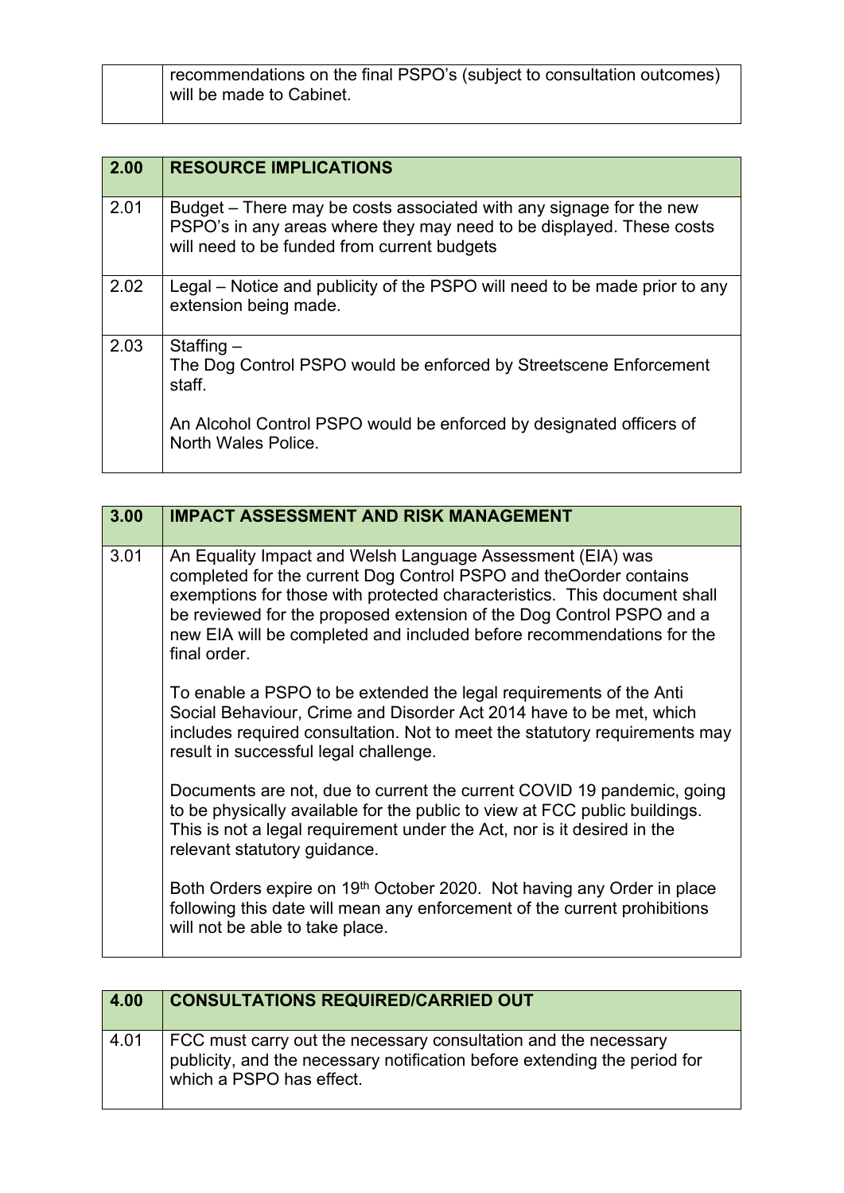| | recommendations on the final PSPO's (subject to consultation outcomes) will be made to Cabinet. |
|---|---|

| **2.00** | **RESOURCE IMPLICATIONS** |
|---|---|
| 2.01 | Budget – There may be costs associated with any signage for the new PSPO's in any areas where they may need to be displayed. These costs will need to be funded from current budgets |
| 2.02 | Legal – Notice and publicity of the PSPO will need to be made prior to any extension being made. |
| 2.03 | Staffing –<br>The Dog Control PSPO would be enforced by Streetscene Enforcement staff.<br><br>An Alcohol Control PSPO would be enforced by designated officers of North Wales Police. |

| **3.00** | **IMPACT ASSESSMENT AND RISK MANAGEMENT** |
|---|---|
| 3.01 | An Equality Impact and Welsh Language Assessment (EIA) was completed for the current Dog Control PSPO and theOorder contains exemptions for those with protected characteristics. This document shall be reviewed for the proposed extension of the Dog Control PSPO and a new EIA will be completed and included before recommendations for the final order.<br><br>To enable a PSPO to be extended the legal requirements of the Anti Social Behaviour, Crime and Disorder Act 2014 have to be met, which includes required consultation. Not to meet the statutory requirements may result in successful legal challenge.<br><br>Documents are not, due to current the current COVID 19 pandemic, going to be physically available for the public to view at FCC public buildings. This is not a legal requirement under the Act, nor is it desired in the relevant statutory guidance.<br><br>Both Orders expire on 19th October 2020. Not having any Order in place following this date will mean any enforcement of the current prohibitions will not be able to take place. |

| **4.00** | **CONSULTATIONS REQUIRED/CARRIED OUT** |
|---|---|
| 4.01 | FCC must carry out the necessary consultation and the necessary publicity, and the necessary notification before extending the period for which a PSPO has effect. |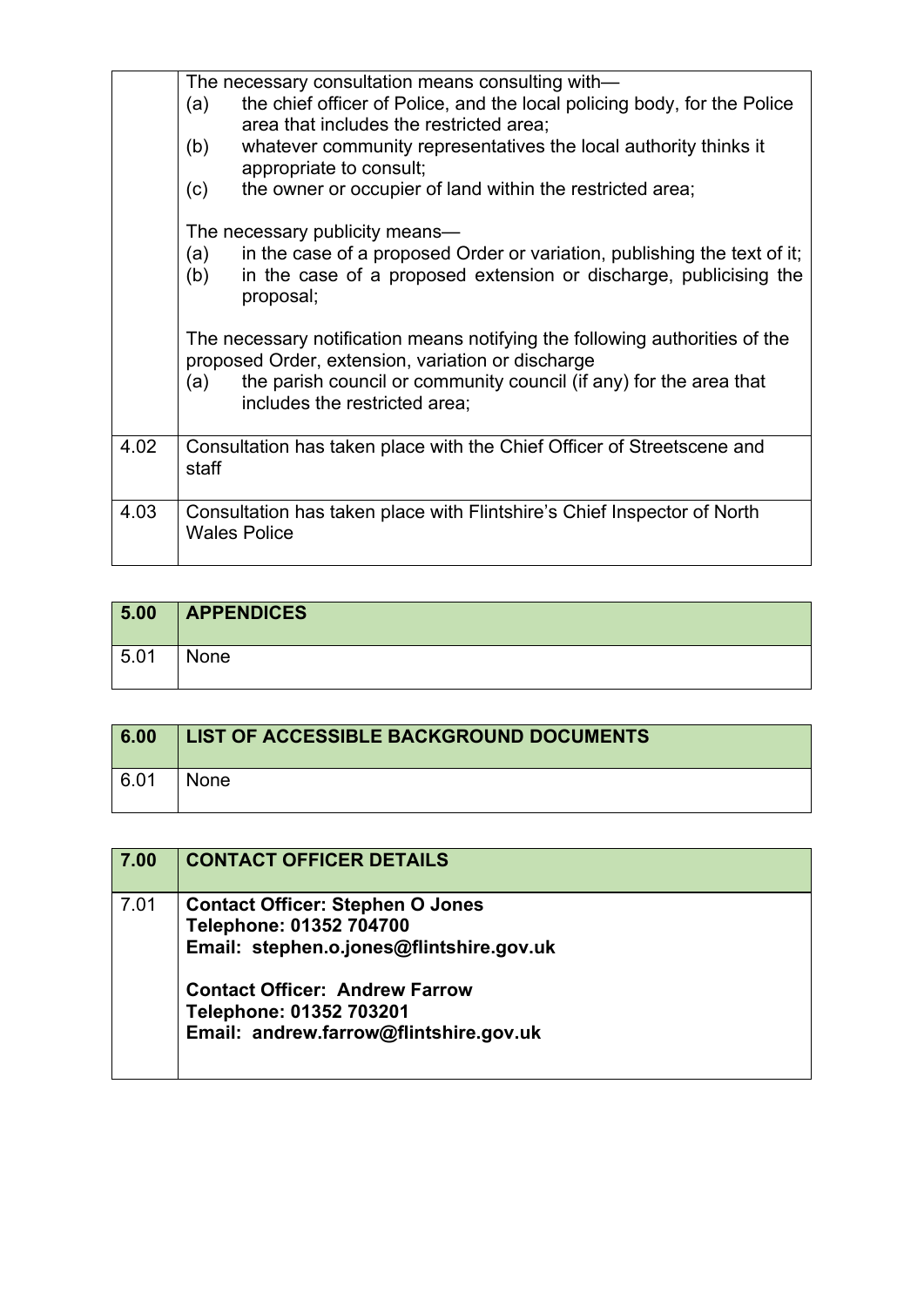| | |
|---|---|
| | The necessary consultation means consulting with—<br>(a) the chief officer of Police, and the local policing body, for the Police area that includes the restricted area;<br>(b) whatever community representatives the local authority thinks it appropriate to consult;<br>(c) the owner or occupier of land within the restricted area;<br><br>The necessary publicity means—<br>(a) in the case of a proposed Order or variation, publishing the text of it;<br>(b) in the case of a proposed extension or discharge, publicising the proposal;<br><br>The necessary notification means notifying the following authorities of the proposed Order, extension, variation or discharge<br>(a) the parish council or community council (if any) for the area that includes the restricted area; |
| 4.02 | Consultation has taken place with the Chief Officer of Streetscene and staff |
| 4.03 | Consultation has taken place with Flintshire's Chief Inspector of North Wales Police |

| 5.00 | APPENDICES |
|---|---|
| 5.01 | None |

| 6.00 | LIST OF ACCESSIBLE BACKGROUND DOCUMENTS |
|---|---|
| 6.01 | None |

| 7.00 | CONTACT OFFICER DETAILS |
|---|---|
| 7.01 | **Contact Officer: Stephen O Jones**<br>**Telephone: 01352 704700**<br>**Email: stephen.o.jones@flintshire.gov.uk**<br><br>**Contact Officer: Andrew Farrow**<br>**Telephone: 01352 703201**<br>**Email: andrew.farrow@flintshire.gov.uk** |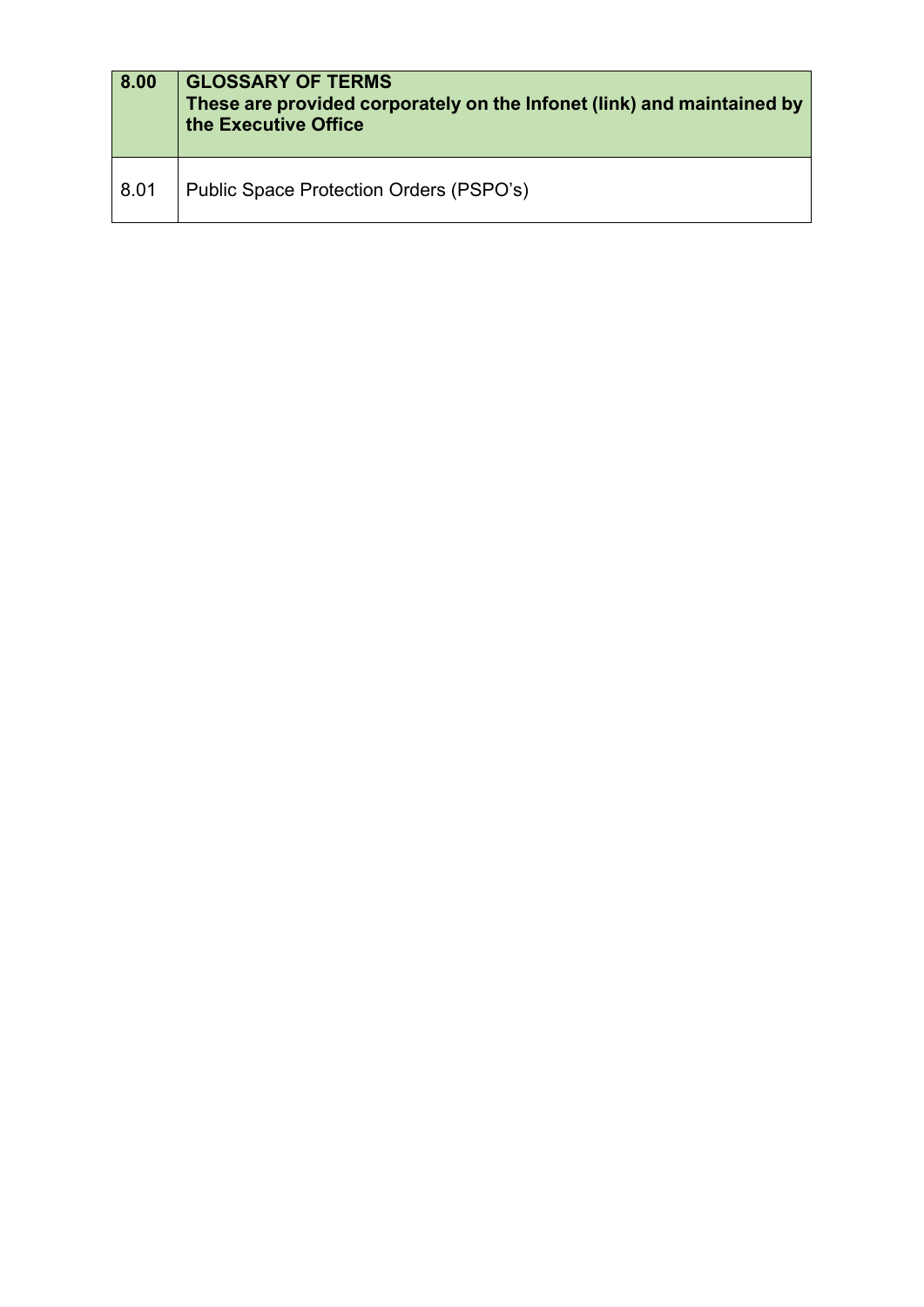| | |
|---|---|
| **8.00** | **GLOSSARY OF TERMS**<br>**These are provided corporately on the Infonet (link) and maintained by the Executive Office** |
| 8.01 | Public Space Protection Orders (PSPO's) |